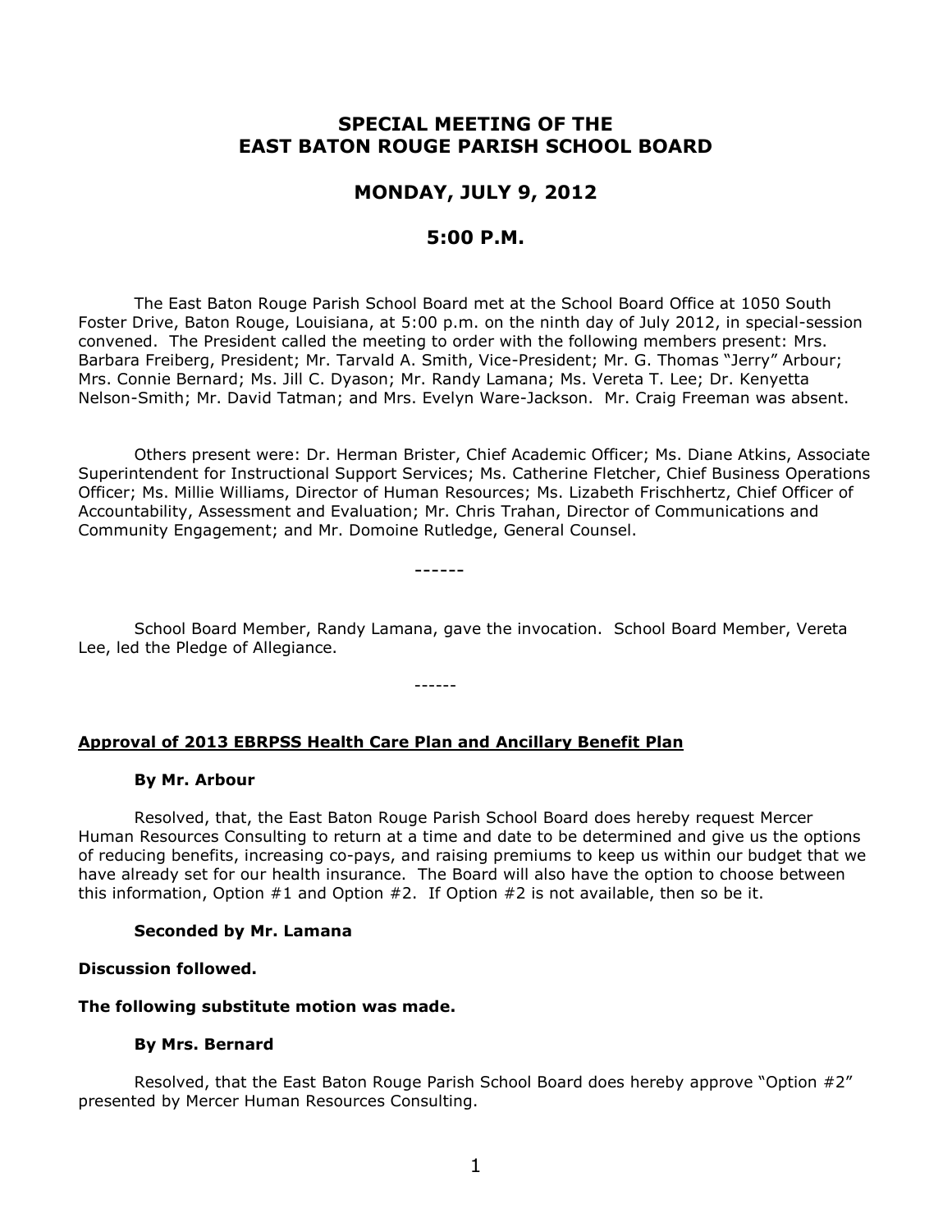# SPECIAL MEETING OF THE EAST BATON ROUGE PARISH SCHOOL BOARD

## MONDAY, JULY 9, 2012

## 5:00 P.M.

The East Baton Rouge Parish School Board met at the School Board Office at 1050 South Foster Drive, Baton Rouge, Louisiana, at 5:00 p.m. on the ninth day of July 2012, in special-session convened. The President called the meeting to order with the following members present: Mrs. Barbara Freiberg, President; Mr. Tarvald A. Smith, Vice-President; Mr. G. Thomas "Jerry" Arbour; Mrs. Connie Bernard; Ms. Jill C. Dyason; Mr. Randy Lamana; Ms. Vereta T. Lee; Dr. Kenyetta Nelson-Smith; Mr. David Tatman; and Mrs. Evelyn Ware-Jackson. Mr. Craig Freeman was absent.

Others present were: Dr. Herman Brister, Chief Academic Officer; Ms. Diane Atkins, Associate Superintendent for Instructional Support Services; Ms. Catherine Fletcher, Chief Business Operations Officer; Ms. Millie Williams, Director of Human Resources; Ms. Lizabeth Frischhertz, Chief Officer of Accountability, Assessment and Evaluation; Mr. Chris Trahan, Director of Communications and Community Engagement; and Mr. Domoine Rutledge, General Counsel.

------

School Board Member, Randy Lamana, gave the invocation. School Board Member, Vereta Lee, led the Pledge of Allegiance.

------

**Approval of 2013 EBRPSS Health Care Plan and Ancillary Benefit Plan**

**By Mr. Arbour**

Resolved, that, the East Baton Rouge Parish School Board does hereby request Mercer Human Resources Consulting to return at a time and date to be determined and give us the options of reducing benefits, increasing co-pays, and raising premiums to keep us within our budget that we have already set for our health insurance. The Board will also have the option to choose between this information, Option #1 and Option #2. If Option #2 is not available, then so be it.

**Seconded by Mr. Lamana**

**Discussion followed.**

**The following substitute motion was made.**

**By Mrs. Bernard**

Resolved, that the East Baton Rouge Parish School Board does hereby approve "Option #2" presented by Mercer Human Resources Consulting.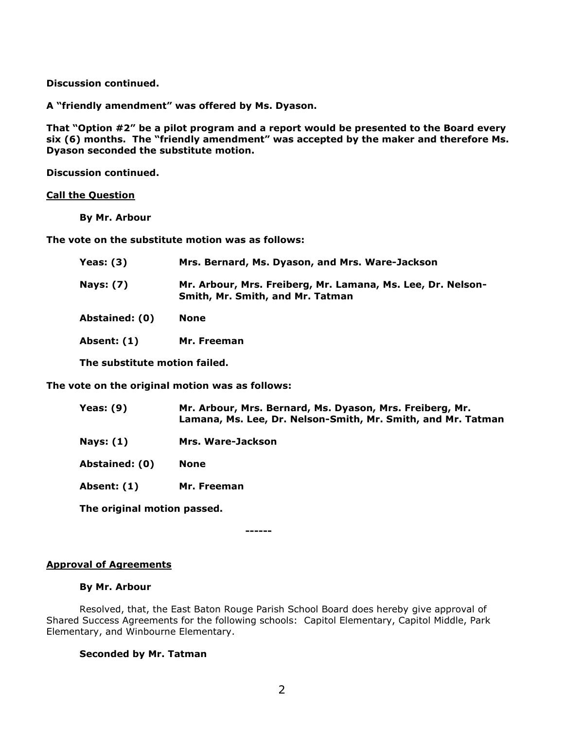**Discussion continued.**

**A "friendly amendment" was offered by Ms. Dyason.**

**That "Option #2" be a pilot program and a report would be presented to the Board every six (6) months. The "friendly amendment" was accepted by the maker and therefore Ms. Dyason seconded the substitute motion.**

**Discussion continued.**

**<u>Call the Question</u>**

**By Mr. Arbour**

**The vote on the substitute motion was as follows:**

| | |
|---|---|
| **Yeas: (3)** | **Mrs. Bernard, Ms. Dyason, and Mrs. Ware-Jackson** |
| **Nays: (7)** | **Mr. Arbour, Mrs. Freiberg, Mr. Lamana, Ms. Lee, Dr. Nelson-Smith, Mr. Smith, and Mr. Tatman** |
| **Abstained: (0)** | **None** |
| **Absent: (1)** | **Mr. Freeman** |

**The substitute motion failed.**

**The vote on the original motion was as follows:**

| | |
|---|---|
| **Yeas: (9)** | **Mr. Arbour, Mrs. Bernard, Ms. Dyason, Mrs. Freiberg, Mr. Lamana, Ms. Lee, Dr. Nelson-Smith, Mr. Smith, and Mr. Tatman** |
| **Nays: (1)** | **Mrs. Ware-Jackson** |
| **Abstained: (0)** | **None** |
| **Absent: (1)** | **Mr. Freeman** |

**The original motion passed.**

**------**

**<u>Approval of Agreements</u>**

**By Mr. Arbour**

Resolved, that, the East Baton Rouge Parish School Board does hereby give approval of Shared Success Agreements for the following schools: Capitol Elementary, Capitol Middle, Park Elementary, and Winbourne Elementary.

**Seconded by Mr. Tatman**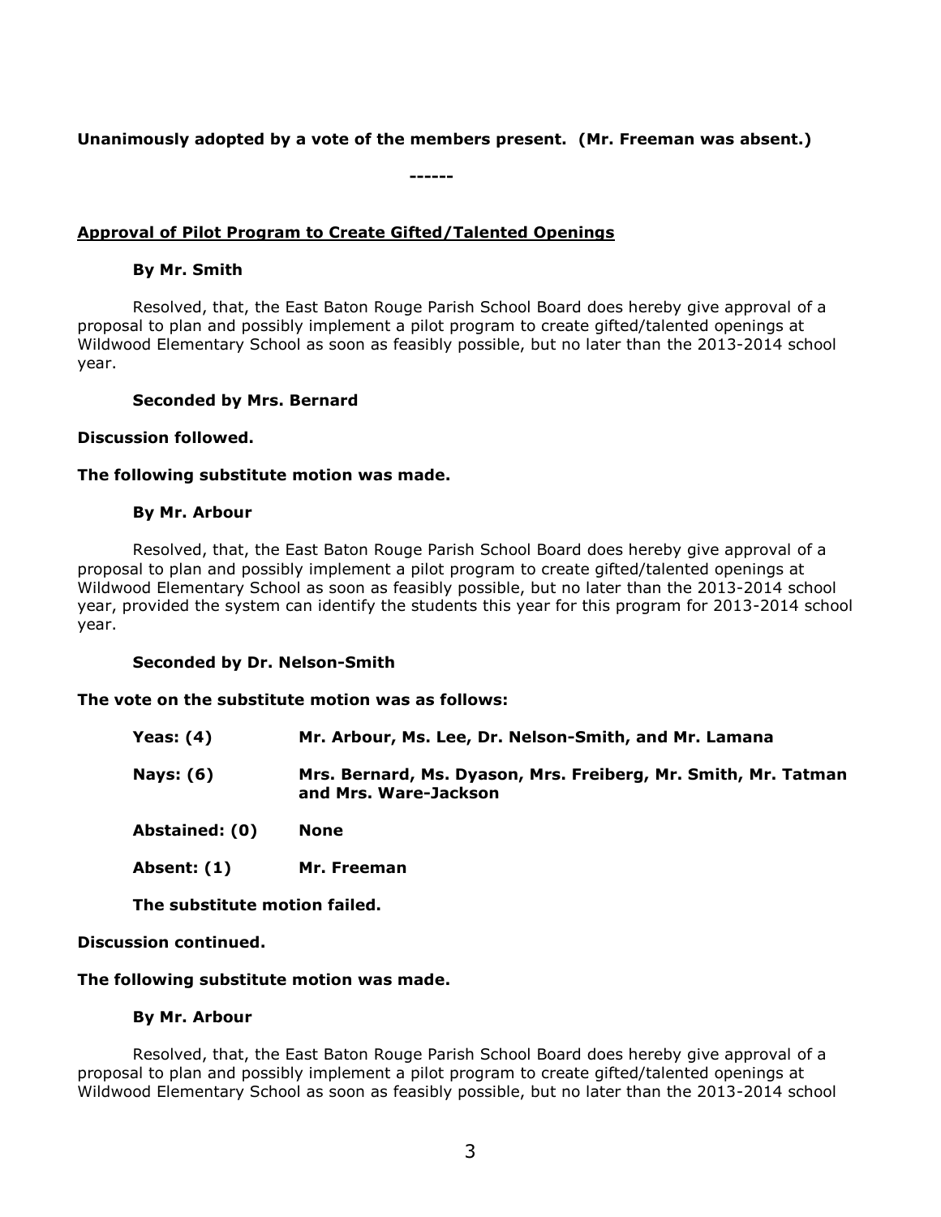**Unanimously adopted by a vote of the members present. (Mr. Freeman was absent.)**

**------**

**Approval of Pilot Program to Create Gifted/Talented Openings**

**By Mr. Smith**

Resolved, that, the East Baton Rouge Parish School Board does hereby give approval of a proposal to plan and possibly implement a pilot program to create gifted/talented openings at Wildwood Elementary School as soon as feasibly possible, but no later than the 2013-2014 school year.

**Seconded by Mrs. Bernard**

**Discussion followed.**

**The following substitute motion was made.**

**By Mr. Arbour**

Resolved, that, the East Baton Rouge Parish School Board does hereby give approval of a proposal to plan and possibly implement a pilot program to create gifted/talented openings at Wildwood Elementary School as soon as feasibly possible, but no later than the 2013-2014 school year, provided the system can identify the students this year for this program for 2013-2014 school year.

**Seconded by Dr. Nelson-Smith**

**The vote on the substitute motion was as follows:**

| | |
|---|---|
| **Yeas: (4)** | **Mr. Arbour, Ms. Lee, Dr. Nelson-Smith, and Mr. Lamana** |
| **Nays: (6)** | **Mrs. Bernard, Ms. Dyason, Mrs. Freiberg, Mr. Smith, Mr. Tatman and Mrs. Ware-Jackson** |
| **Abstained: (0)** | **None** |
| **Absent: (1)** | **Mr. Freeman** |

**The substitute motion failed.**

**Discussion continued.**

**The following substitute motion was made.**

**By Mr. Arbour**

Resolved, that, the East Baton Rouge Parish School Board does hereby give approval of a proposal to plan and possibly implement a pilot program to create gifted/talented openings at Wildwood Elementary School as soon as feasibly possible, but no later than the 2013-2014 school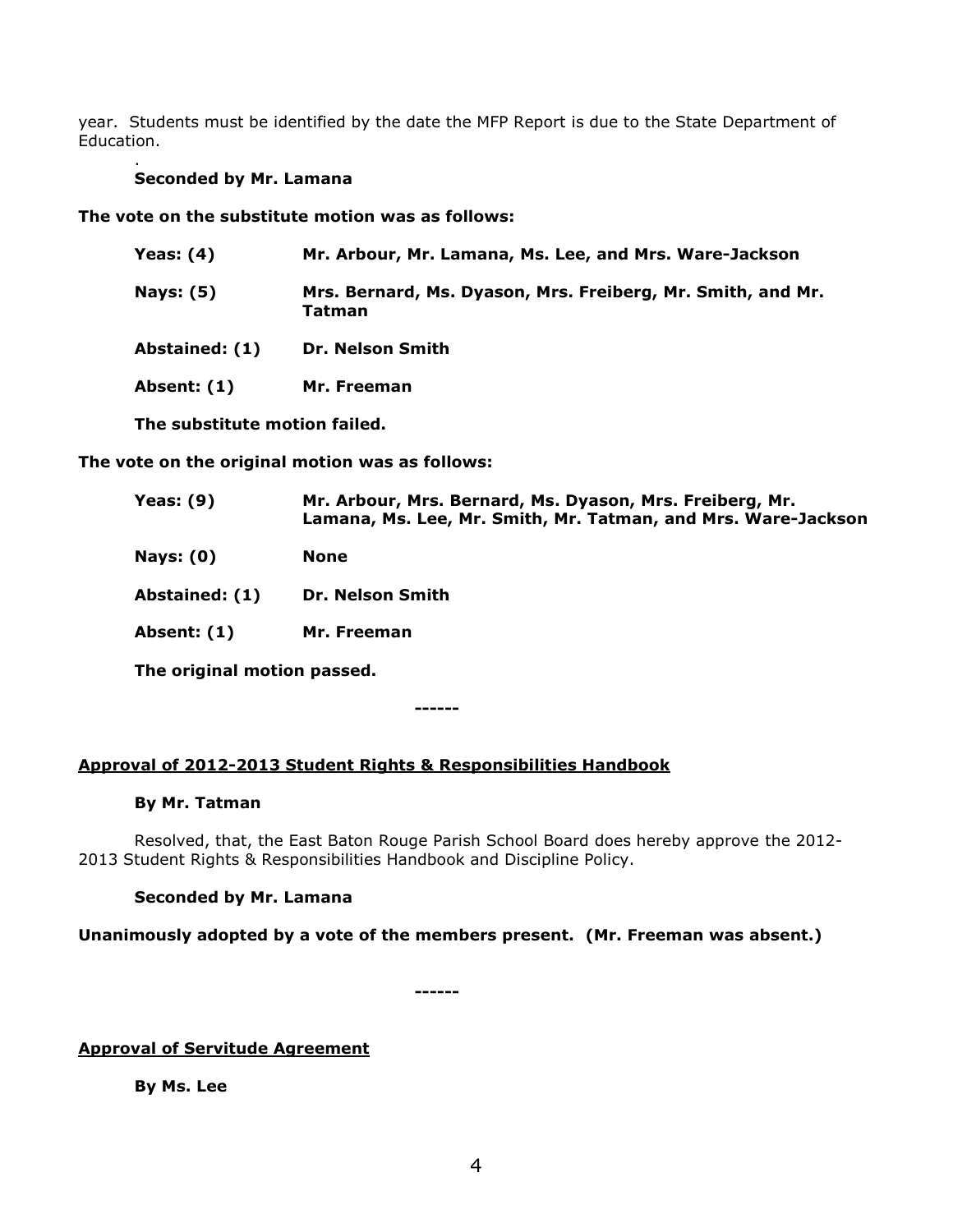year. Students must be identified by the date the MFP Report is due to the State Department of Education.

.

**Seconded by Mr. Lamana**

**The vote on the substitute motion was as follows:**

| | |
|---|---|
| **Yeas: (4)** | **Mr. Arbour, Mr. Lamana, Ms. Lee, and Mrs. Ware-Jackson** |
| **Nays: (5)** | **Mrs. Bernard, Ms. Dyason, Mrs. Freiberg, Mr. Smith, and Mr. Tatman** |
| **Abstained: (1)** | **Dr. Nelson Smith** |
| **Absent: (1)** | **Mr. Freeman** |

**The substitute motion failed.**

**The vote on the original motion was as follows:**

| | |
|---|---|
| **Yeas: (9)** | **Mr. Arbour, Mrs. Bernard, Ms. Dyason, Mrs. Freiberg, Mr. Lamana, Ms. Lee, Mr. Smith, Mr. Tatman, and Mrs. Ware-Jackson** |
| **Nays: (0)** | **None** |
| **Abstained: (1)** | **Dr. Nelson Smith** |
| **Absent: (1)** | **Mr. Freeman** |

**The original motion passed.**

**------**

## Approval of 2012-2013 Student Rights & Responsibilities Handbook

**By Mr. Tatman**

Resolved, that, the East Baton Rouge Parish School Board does hereby approve the 2012-2013 Student Rights & Responsibilities Handbook and Discipline Policy.

**Seconded by Mr. Lamana**

**Unanimously adopted by a vote of the members present. (Mr. Freeman was absent.)**

**------**

## Approval of Servitude Agreement

**By Ms. Lee**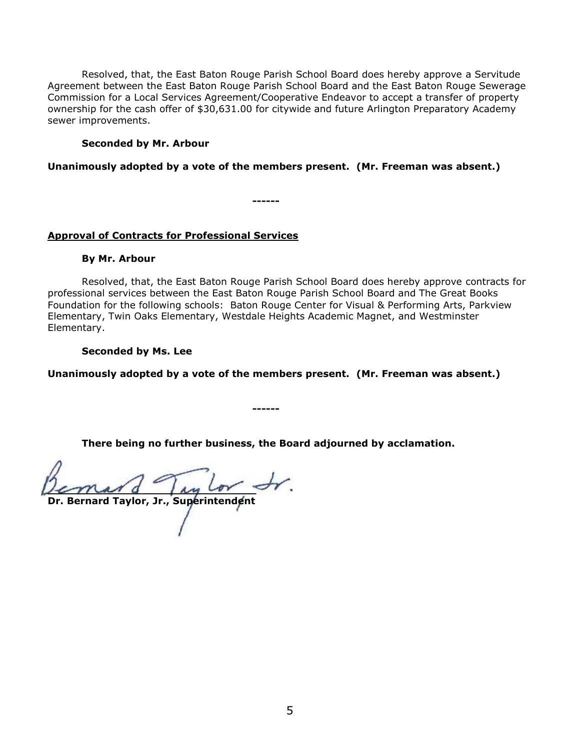Resolved, that, the East Baton Rouge Parish School Board does hereby approve a Servitude Agreement between the East Baton Rouge Parish School Board and the East Baton Rouge Sewerage Commission for a Local Services Agreement/Cooperative Endeavor to accept a transfer of property ownership for the cash offer of $30,631.00 for citywide and future Arlington Preparatory Academy sewer improvements.

**Seconded by Mr. Arbour**

**Unanimously adopted by a vote of the members present. (Mr. Freeman was absent.)**

**------**

**<u>Approval of Contracts for Professional Services</u>**

**By Mr. Arbour**

Resolved, that, the East Baton Rouge Parish School Board does hereby approve contracts for professional services between the East Baton Rouge Parish School Board and The Great Books Foundation for the following schools: Baton Rouge Center for Visual & Performing Arts, Parkview Elementary, Twin Oaks Elementary, Westdale Heights Academic Magnet, and Westminster Elementary.

**Seconded by Ms. Lee**

**Unanimously adopted by a vote of the members present. (Mr. Freeman was absent.)**

**------**

**There being no further business, the Board adjourned by acclamation.**

Bernard Taylor Jr.

**Dr. Bernard Taylor, Jr., Superintendent**